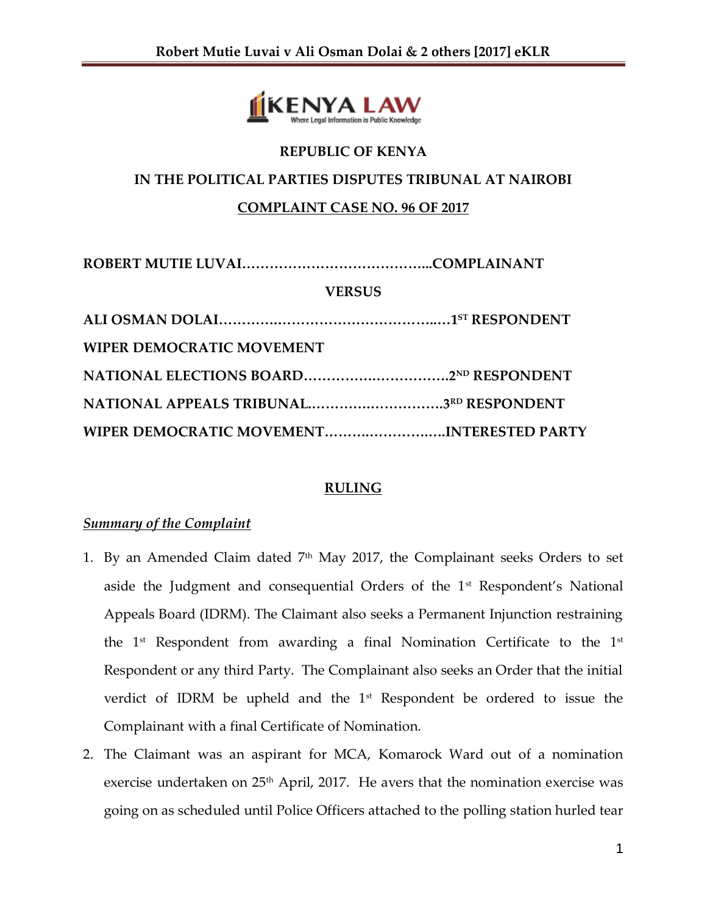**REPUBLIC OF KENYA**

**IN THE POLITICAL PARTIES DISPUTES TRIBUNAL AT NAIROBI**

**COMPLAINT CASE NO. 96 OF 2017**

**ROBERT MUTIE LUVAI…………………………………...COMPLAINANT**

**VERSUS**

**ALI OSMAN DOLAI……………………………………..…1ST RESPONDENT**

**WIPER DEMOCRATIC MOVEMENT**

**NATIONAL ELECTIONS BOARD………….………………2ND RESPONDENT**

**NATIONAL APPEALS TRIBUNAL……….………………3RD RESPONDENT**

**WIPER DEMOCRATIC MOVEMENT……….…………..…INTERESTED PARTY**

**RULING**

***Summary of the Complaint***

1. By an Amended Claim dated 7th May 2017, the Complainant seeks Orders to set aside the Judgment and consequential Orders of the 1st Respondent's National Appeals Board (IDRM). The Claimant also seeks a Permanent Injunction restraining the 1st Respondent from awarding a final Nomination Certificate to the 1st Respondent or any third Party. The Complainant also seeks an Order that the initial verdict of IDRM be upheld and the 1st Respondent be ordered to issue the Complainant with a final Certificate of Nomination.
2. The Claimant was an aspirant for MCA, Komarock Ward out of a nomination exercise undertaken on 25th April, 2017. He avers that the nomination exercise was going on as scheduled until Police Officers attached to the polling station hurled tear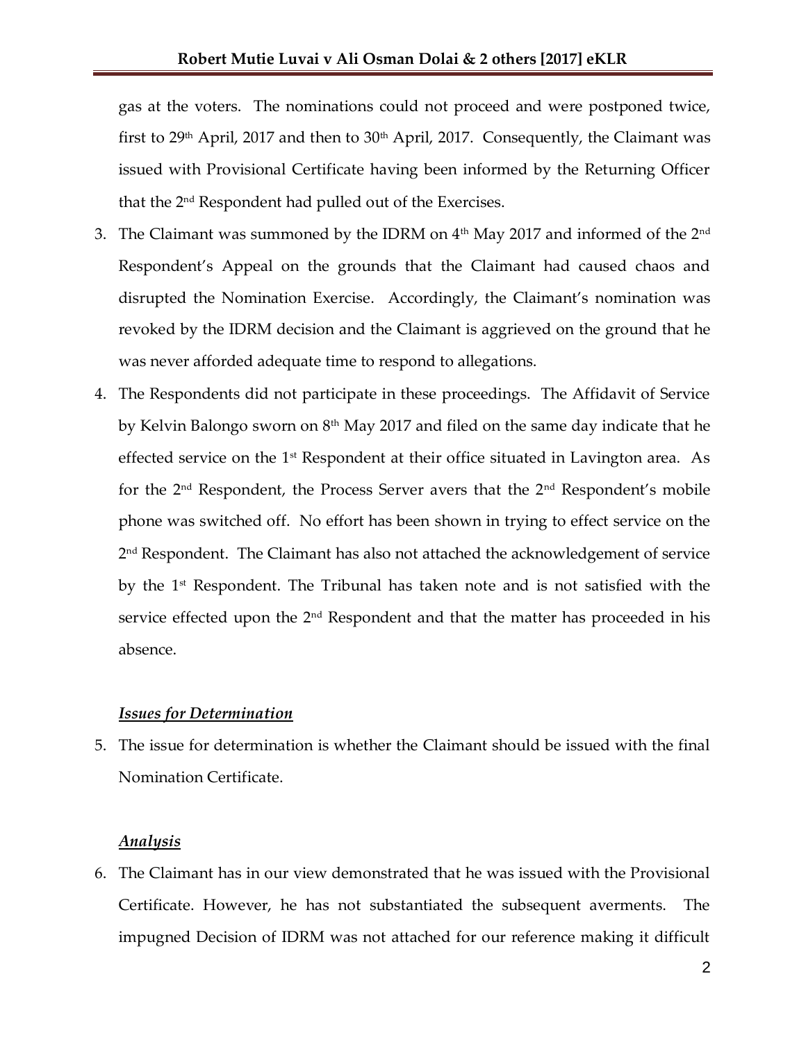gas at the voters. The nominations could not proceed and were postponed twice, first to 29th April, 2017 and then to 30th April, 2017. Consequently, the Claimant was issued with Provisional Certificate having been informed by the Returning Officer that the 2nd Respondent had pulled out of the Exercises.

3. The Claimant was summoned by the IDRM on 4th May 2017 and informed of the 2nd Respondent's Appeal on the grounds that the Claimant had caused chaos and disrupted the Nomination Exercise. Accordingly, the Claimant's nomination was revoked by the IDRM decision and the Claimant is aggrieved on the ground that he was never afforded adequate time to respond to allegations.

4. The Respondents did not participate in these proceedings. The Affidavit of Service by Kelvin Balongo sworn on 8th May 2017 and filed on the same day indicate that he effected service on the 1st Respondent at their office situated in Lavington area. As for the 2nd Respondent, the Process Server avers that the 2nd Respondent's mobile phone was switched off. No effort has been shown in trying to effect service on the 2nd Respondent. The Claimant has also not attached the acknowledgement of service by the 1st Respondent. The Tribunal has taken note and is not satisfied with the service effected upon the 2nd Respondent and that the matter has proceeded in his absence.

***Issues for Determination***

5. The issue for determination is whether the Claimant should be issued with the final Nomination Certificate.

***Analysis***

6. The Claimant has in our view demonstrated that he was issued with the Provisional Certificate. However, he has not substantiated the subsequent averments. The impugned Decision of IDRM was not attached for our reference making it difficult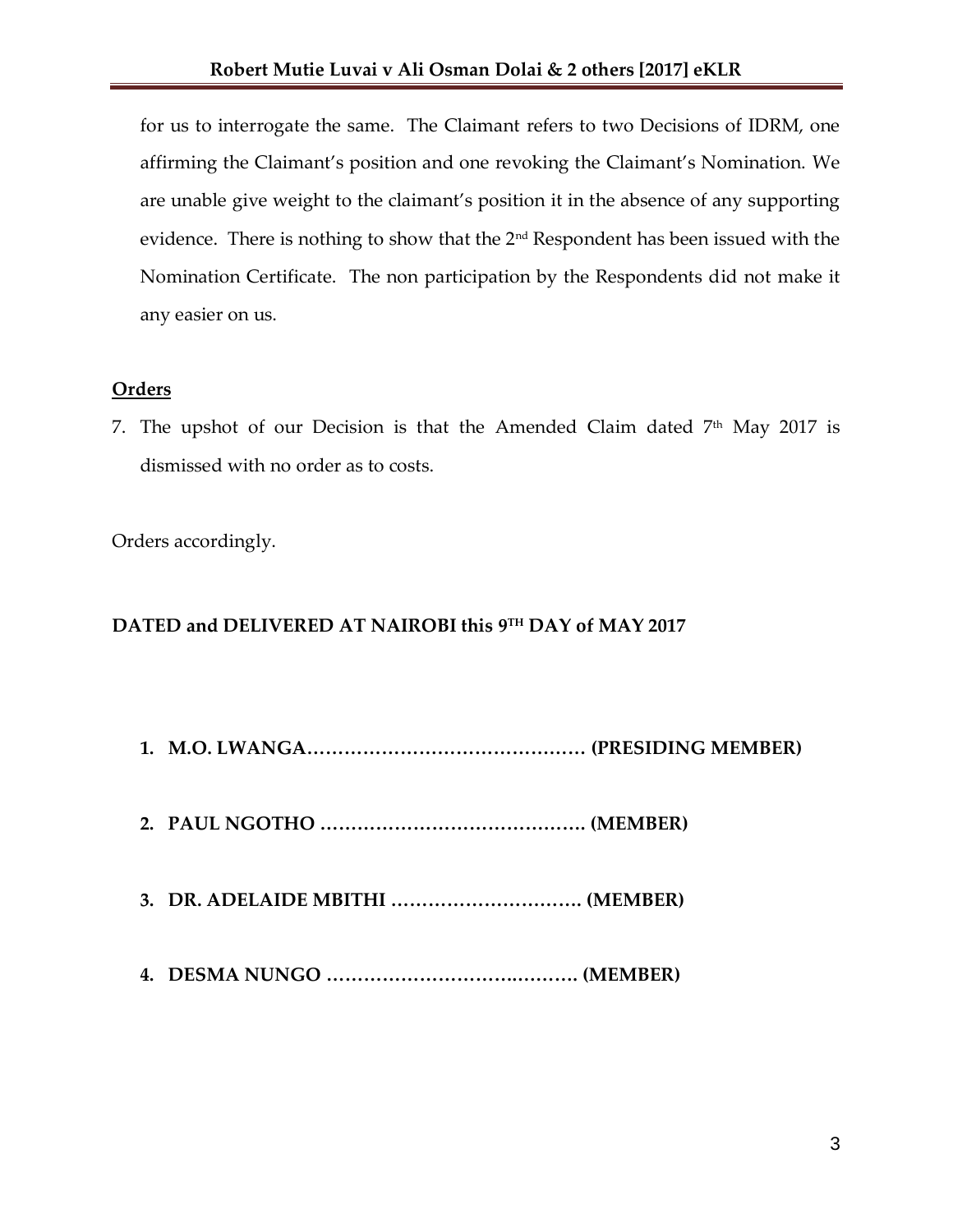for us to interrogate the same. The Claimant refers to two Decisions of IDRM, one affirming the Claimant's position and one revoking the Claimant's Nomination. We are unable give weight to the claimant's position it in the absence of any supporting evidence. There is nothing to show that the 2nd Respondent has been issued with the Nomination Certificate. The non participation by the Respondents did not make it any easier on us.

**Orders**

7. The upshot of our Decision is that the Amended Claim dated 7th May 2017 is dismissed with no order as to costs.

Orders accordingly.

**DATED and DELIVERED AT NAIROBI this 9TH DAY of MAY 2017**

1. **M.O. LWANGA……………………………………… (PRESIDING MEMBER)**

2. **PAUL NGOTHO ……………………………………. (MEMBER)**

3. **DR. ADELAIDE MBITHI …………………………. (MEMBER)**

4. **DESMA NUNGO ………………………….………. (MEMBER)**